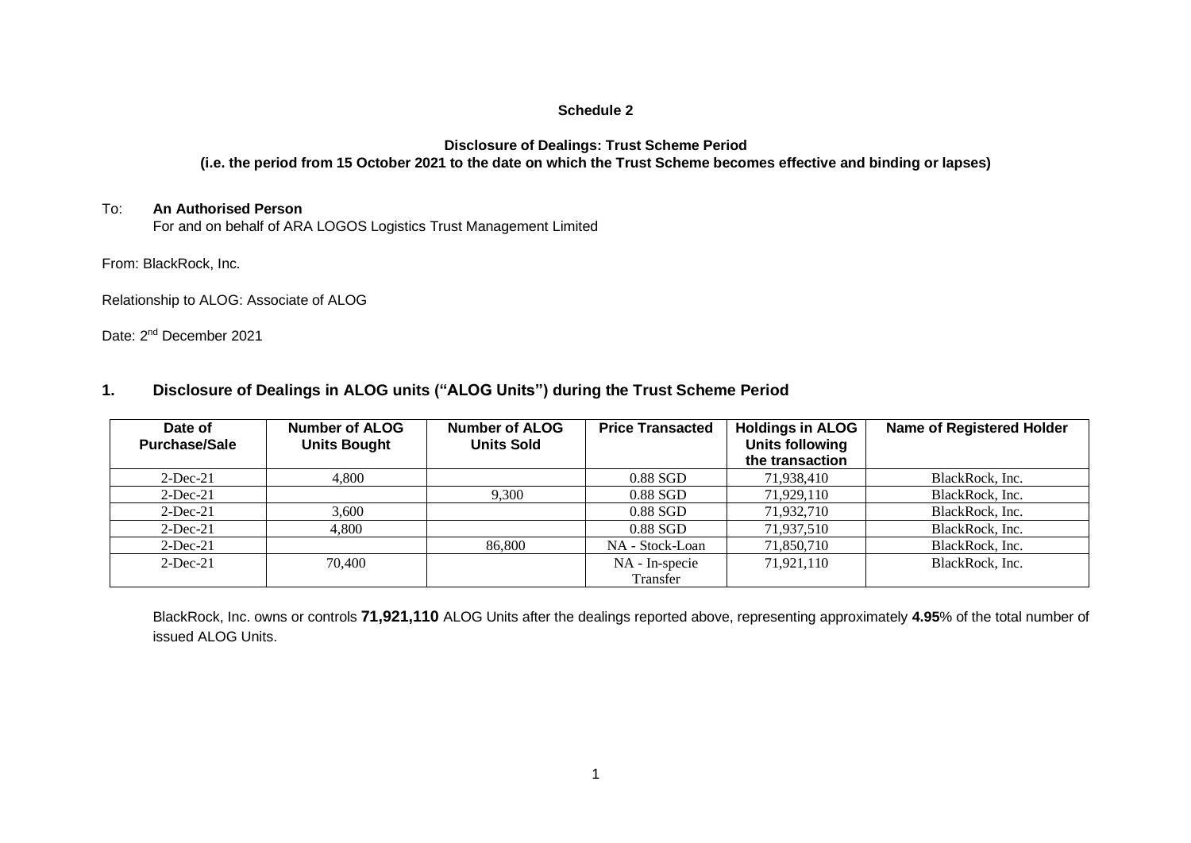**Schedule 2**

**Disclosure of Dealings: Trust Scheme Period**
**(i.e. the period from 15 October 2021 to the date on which the Trust Scheme becomes effective and binding or lapses)**

To: **An Authorised Person**
For and on behalf of ARA LOGOS Logistics Trust Management Limited

From: BlackRock, Inc.

Relationship to ALOG: Associate of ALOG

Date: 2nd December 2021

## 1. Disclosure of Dealings in ALOG units ("ALOG Units") during the Trust Scheme Period

| Date of Purchase/Sale | Number of ALOG Units Bought | Number of ALOG Units Sold | Price Transacted | Holdings in ALOG Units following the transaction | Name of Registered Holder |
|---|---|---|---|---|---|
| 2-Dec-21 | 4,800 | | 0.88 SGD | 71,938,410 | BlackRock, Inc. |
| 2-Dec-21 | | 9,300 | 0.88 SGD | 71,929,110 | BlackRock, Inc. |
| 2-Dec-21 | 3,600 | | 0.88 SGD | 71,932,710 | BlackRock, Inc. |
| 2-Dec-21 | 4,800 | | 0.88 SGD | 71,937,510 | BlackRock, Inc. |
| 2-Dec-21 | | 86,800 | NA - Stock-Loan | 71,850,710 | BlackRock, Inc. |
| 2-Dec-21 | 70,400 | | NA - In-specie Transfer | 71,921,110 | BlackRock, Inc. |

BlackRock, Inc. owns or controls **71,921,110** ALOG Units after the dealings reported above, representing approximately **4.95**% of the total number of issued ALOG Units.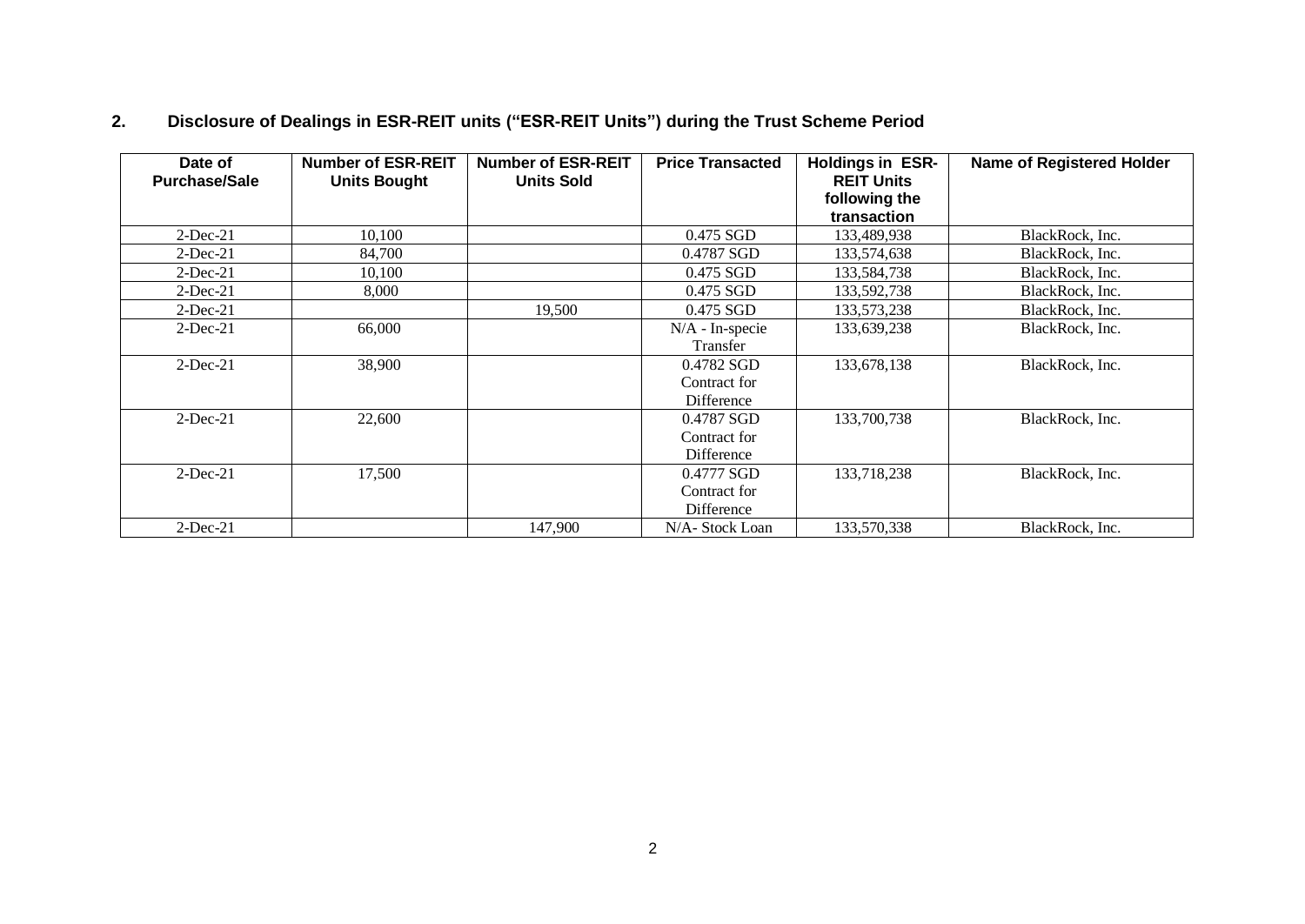## 2. Disclosure of Dealings in ESR-REIT units ("ESR-REIT Units") during the Trust Scheme Period

| Date of Purchase/Sale | Number of ESR-REIT Units Bought | Number of ESR-REIT Units Sold | Price Transacted | Holdings in ESR-REIT Units following the transaction | Name of Registered Holder |
|---|---|---|---|---|---|
| 2-Dec-21 | 10,100 | | 0.475 SGD | 133,489,938 | BlackRock, Inc. |
| 2-Dec-21 | 84,700 | | 0.4787 SGD | 133,574,638 | BlackRock, Inc. |
| 2-Dec-21 | 10,100 | | 0.475 SGD | 133,584,738 | BlackRock, Inc. |
| 2-Dec-21 | 8,000 | | 0.475 SGD | 133,592,738 | BlackRock, Inc. |
| 2-Dec-21 | | 19,500 | 0.475 SGD | 133,573,238 | BlackRock, Inc. |
| 2-Dec-21 | 66,000 | | N/A - In-specie Transfer | 133,639,238 | BlackRock, Inc. |
| 2-Dec-21 | 38,900 | | 0.4782 SGD Contract for Difference | 133,678,138 | BlackRock, Inc. |
| 2-Dec-21 | 22,600 | | 0.4787 SGD Contract for Difference | 133,700,738 | BlackRock, Inc. |
| 2-Dec-21 | 17,500 | | 0.4777 SGD Contract for Difference | 133,718,238 | BlackRock, Inc. |
| 2-Dec-21 | | 147,900 | N/A- Stock Loan | 133,570,338 | BlackRock, Inc. |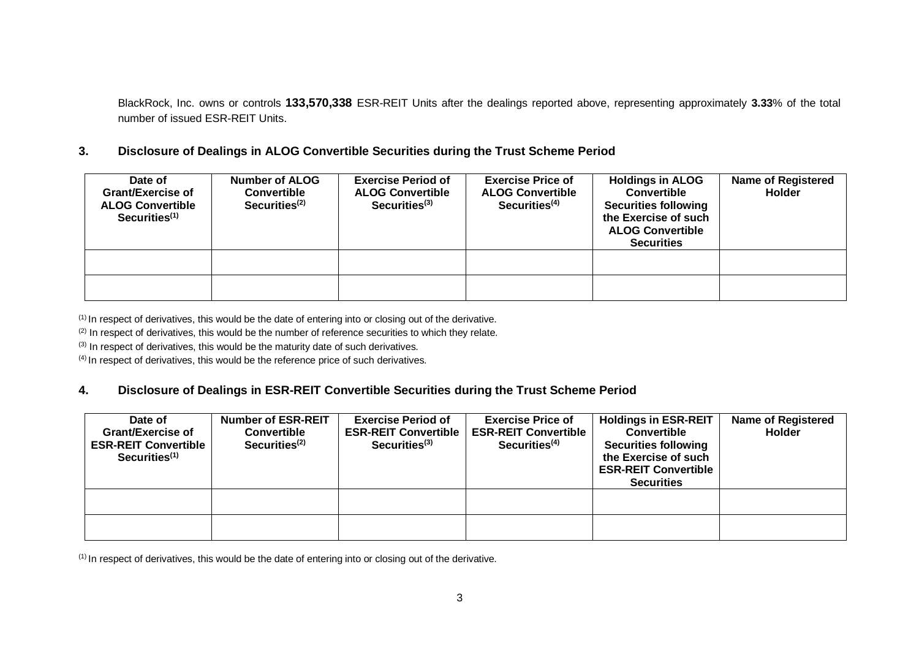BlackRock, Inc. owns or controls **133,570,338** ESR-REIT Units after the dealings reported above, representing approximately **3.33**% of the total number of issued ESR-REIT Units.

## 3. Disclosure of Dealings in ALOG Convertible Securities during the Trust Scheme Period

| Date of Grant/Exercise of ALOG Convertible Securities[(1)] | Number of ALOG Convertible Securities[(2)] | Exercise Period of ALOG Convertible Securities[(3)] | Exercise Price of ALOG Convertible Securities[(4)] | Holdings in ALOG Convertible Securities following the Exercise of such ALOG Convertible Securities | Name of Registered Holder |
|---|---|---|---|---|---|
| | | | | | |
| | | | | | |

[(1)] In respect of derivatives, this would be the date of entering into or closing out of the derivative.

[(2)] In respect of derivatives, this would be the number of reference securities to which they relate.

[(3)] In respect of derivatives, this would be the maturity date of such derivatives.

[(4)] In respect of derivatives, this would be the reference price of such derivatives.

## 4. Disclosure of Dealings in ESR-REIT Convertible Securities during the Trust Scheme Period

| Date of Grant/Exercise of ESR-REIT Convertible Securities[(1)] | Number of ESR-REIT Convertible Securities[(2)] | Exercise Period of ESR-REIT Convertible Securities[(3)] | Exercise Price of ESR-REIT Convertible Securities[(4)] | Holdings in ESR-REIT Convertible Securities following the Exercise of such ESR-REIT Convertible Securities | Name of Registered Holder |
|---|---|---|---|---|---|
| | | | | | |
| | | | | | |

[(1)] In respect of derivatives, this would be the date of entering into or closing out of the derivative.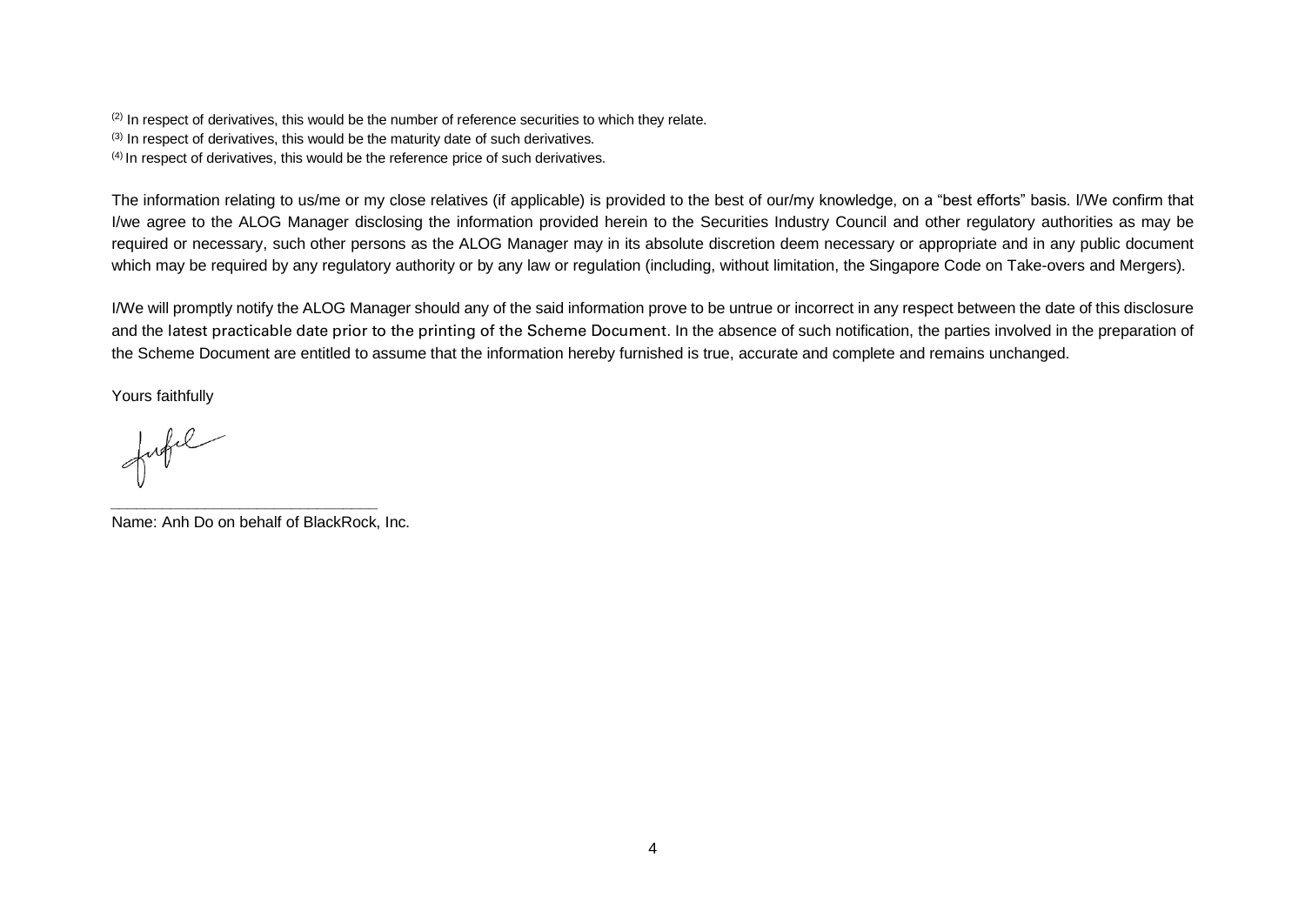[2] In respect of derivatives, this would be the number of reference securities to which they relate.
[3] In respect of derivatives, this would be the maturity date of such derivatives.
[4] In respect of derivatives, this would be the reference price of such derivatives.

The information relating to us/me or my close relatives (if applicable) is provided to the best of our/my knowledge, on a "best efforts" basis. I/We confirm that I/we agree to the ALOG Manager disclosing the information provided herein to the Securities Industry Council and other regulatory authorities as may be required or necessary, such other persons as the ALOG Manager may in its absolute discretion deem necessary or appropriate and in any public document which may be required by any regulatory authority or by any law or regulation (including, without limitation, the Singapore Code on Take-overs and Mergers).

I/We will promptly notify the ALOG Manager should any of the said information prove to be untrue or incorrect in any respect between the date of this disclosure and the latest practicable date prior to the printing of the Scheme Document. In the absence of such notification, the parties involved in the preparation of the Scheme Document are entitled to assume that the information hereby furnished is true, accurate and complete and remains unchanged.

Yours faithfully

\_\_\_\_\_\_\_\_\_\_\_\_\_\_\_\_\_\_\_\_\_\_\_\_\_\_\_\_\_\_

Name: Anh Do on behalf of BlackRock, Inc.